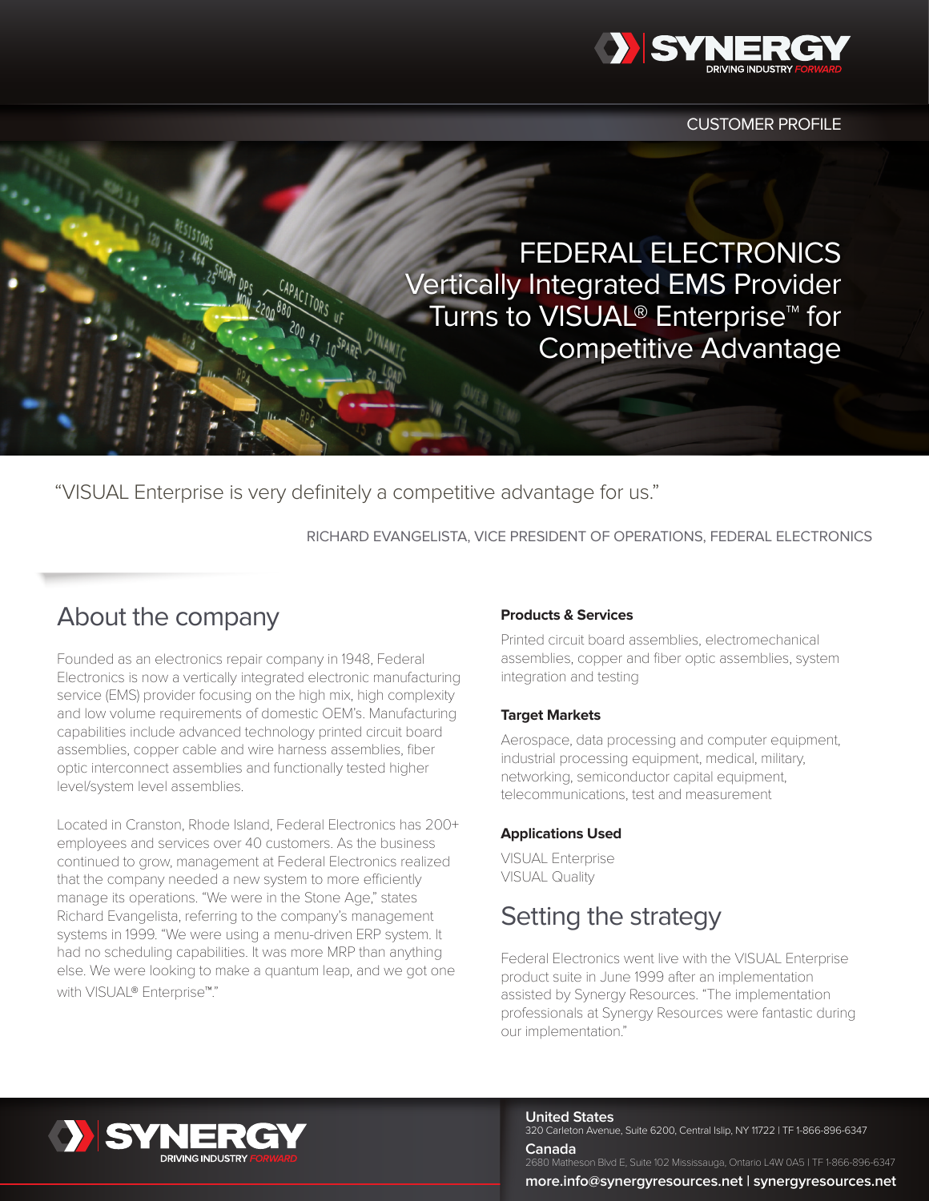CUSTOMER PROFILE

# FEDERAL ELECTRONICS Vertically Integrated EMS Provider Turns to VISUAL® Enterprise™ for Competitive Advantage

"VISUAL Enterprise is very definitely a competitive advantage for us."

RICHARD EVANGELISTA, VICE PRESIDENT OF OPERATIONS, FEDERAL ELECTRONICS

## About the company

Founded as an electronics repair company in 1948, Federal Electronics is now a vertically integrated electronic manufacturing service (EMS) provider focusing on the high mix, high complexity and low volume requirements of domestic OEM's. Manufacturing capabilities include advanced technology printed circuit board assemblies, copper cable and wire harness assemblies, fiber optic interconnect assemblies and functionally tested higher level/system level assemblies.

Located in Cranston, Rhode Island, Federal Electronics has 200+ employees and services over 40 customers. As the business continued to grow, management at Federal Electronics realized that the company needed a new system to more efficiently manage its operations. "We were in the Stone Age," states Richard Evangelista, referring to the company's management systems in 1999. "We were using a menu-driven ERP system. It had no scheduling capabilities. It was more MRP than anything else. We were looking to make a quantum leap, and we got one with VISUAL® Enterprise™."

**Products & Services**

Printed circuit board assemblies, electromechanical assemblies, copper and fiber optic assemblies, system integration and testing

**Target Markets**

Aerospace, data processing and computer equipment, industrial processing equipment, medical, military, networking, semiconductor capital equipment, telecommunications, test and measurement

**Applications Used**

VISUAL Enterprise
VISUAL Quality

## Setting the strategy

Federal Electronics went live with the VISUAL Enterprise product suite in June 1999 after an implementation assisted by Synergy Resources. "The implementation professionals at Synergy Resources were fantastic during our implementation."

**United States**
320 Carleton Avenue, Suite 6200, Central Islip, NY 11722 | TF 1-866-896-6347

**Canada**
2680 Matheson Blvd E, Suite 102 Mississauga, Ontario L4W 0A5 | TF 1-866-896-6347

**more.info@synergyresources.net | synergyresources.net**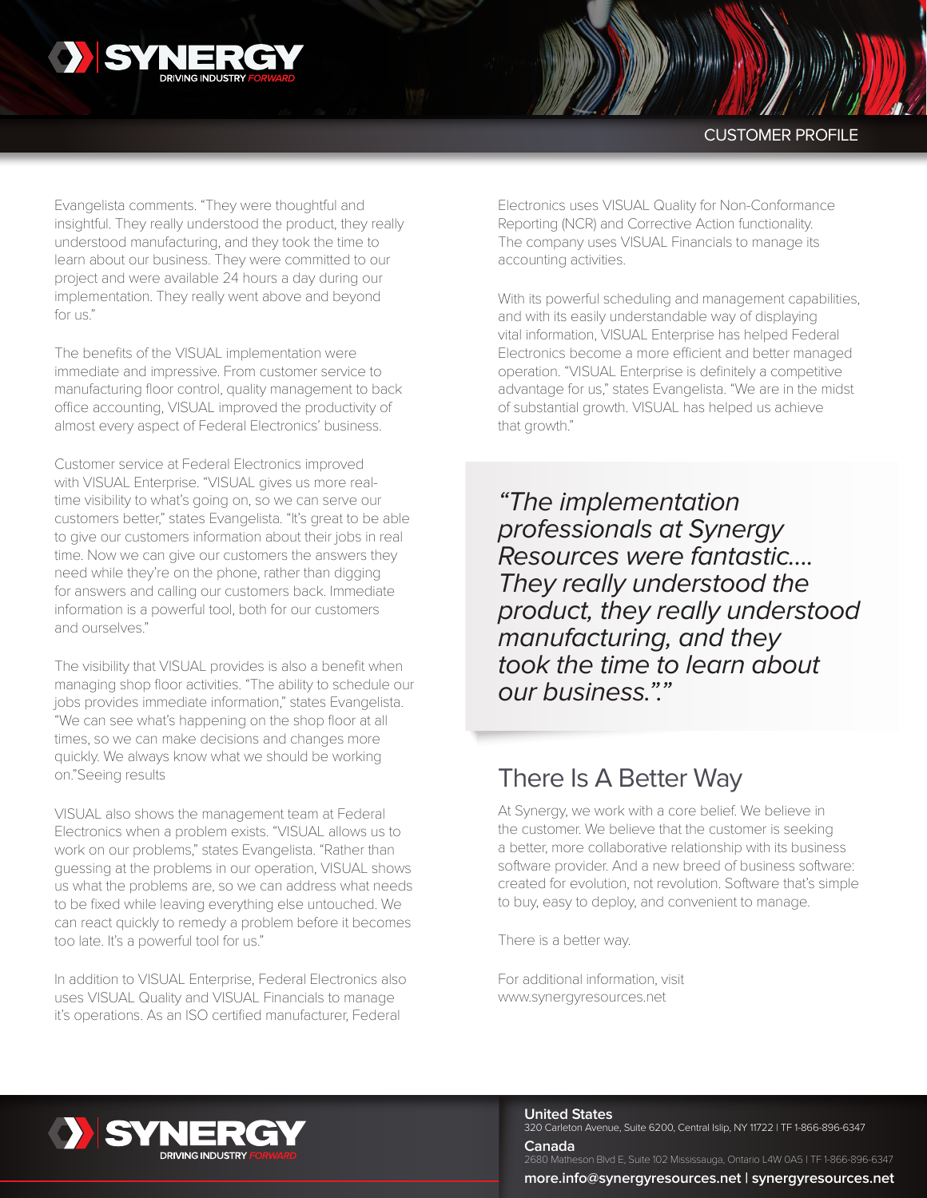Evangelista comments. "They were thoughtful and insightful. They really understood the product, they really understood manufacturing, and they took the time to learn about our business. They were committed to our project and were available 24 hours a day during our implementation. They really went above and beyond for us."

The benefits of the VISUAL implementation were immediate and impressive. From customer service to manufacturing floor control, quality management to back office accounting, VISUAL improved the productivity of almost every aspect of Federal Electronics' business.

Customer service at Federal Electronics improved with VISUAL Enterprise. "VISUAL gives us more real-time visibility to what's going on, so we can serve our customers better," states Evangelista. "It's great to be able to give our customers information about their jobs in real time. Now we can give our customers the answers they need while they're on the phone, rather than digging for answers and calling our customers back. Immediate information is a powerful tool, both for our customers and ourselves."

The visibility that VISUAL provides is also a benefit when managing shop floor activities. "The ability to schedule our jobs provides immediate information," states Evangelista. "We can see what's happening on the shop floor at all times, so we can make decisions and changes more quickly. We always know what we should be working on."Seeing results

VISUAL also shows the management team at Federal Electronics when a problem exists. "VISUAL allows us to work on our problems," states Evangelista. "Rather than guessing at the problems in our operation, VISUAL shows us what the problems are, so we can address what needs to be fixed while leaving everything else untouched. We can react quickly to remedy a problem before it becomes too late. It's a powerful tool for us."

In addition to VISUAL Enterprise, Federal Electronics also uses VISUAL Quality and VISUAL Financials to manage it's operations. As an ISO certified manufacturer, Federal Electronics uses VISUAL Quality for Non-Conformance Reporting (NCR) and Corrective Action functionality. The company uses VISUAL Financials to manage its accounting activities.

With its powerful scheduling and management capabilities, and with its easily understandable way of displaying vital information, VISUAL Enterprise has helped Federal Electronics become a more efficient and better managed operation. "VISUAL Enterprise is definitely a competitive advantage for us," states Evangelista. "We are in the midst of substantial growth. VISUAL has helped us achieve that growth."

> *"The implementation professionals at Synergy Resources were fantastic.... They really understood the product, they really understood manufacturing, and they took the time to learn about our business.""*

## There Is A Better Way

At Synergy, we work with a core belief. We believe in the customer. We believe that the customer is seeking a better, more collaborative relationship with its business software provider. And a new breed of business software: created for evolution, not revolution. Software that's simple to buy, easy to deploy, and convenient to manage.

There is a better way.

For additional information, visit www.synergyresources.net

**United States**
320 Carleton Avenue, Suite 6200, Central Islip, NY 11722 | TF 1-866-896-6347

**Canada**
2680 Matheson Blvd E, Suite 102 Mississauga, Ontario L4W 0A5 | TF 1-866-896-6347

**more.info@synergyresources.net | synergyresources.net**